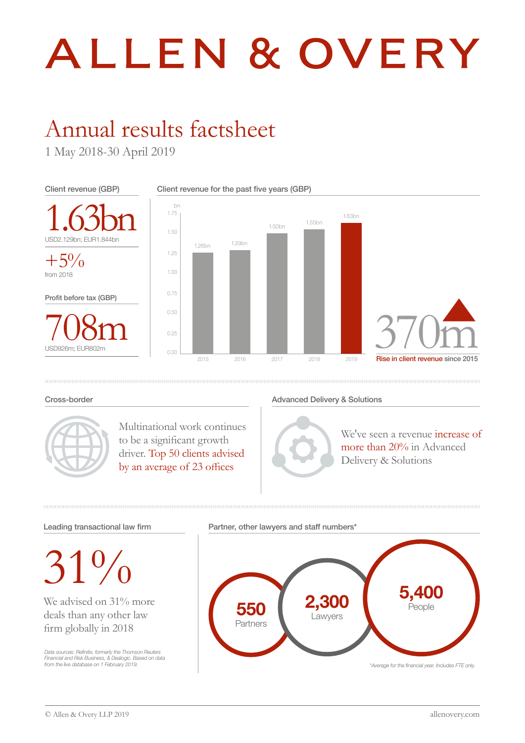# ALLEN & OVERY

## Annual results factsheet

1 May 2018-30 April 2019

### Client revenue (GBP)

1.63bn

USD2.129bn; EUR1.844bn

+5%

from 2018

### Profit before tax (GBP)

708m

USD926m; EUR802m

### Client revenue for the past five years (GBP)

| Year | Client revenue (bn) |
|---|---|
| 2015 | 1.26bn |
| 2016 | 1.29bn |
| 2017 | 1.50bn |
| 2018 | 1.55bn |
| 2019 | 1.63bn |

370m

Rise in client revenue since 2015

### Cross-border

Multinational work continues to be a significant growth driver. Top 50 clients advised by an average of 23 offices

### Advanced Delivery & Solutions

We've seen a revenue increase of more than 20% in Advanced Delivery & Solutions

### Leading transactional law firm

31%

We advised on 31% more deals than any other law firm globally in 2018

*Data sources: Refinitiv, formerly the Thomson Reuters Financial and Risk Business, & Dealogic. Based on data from the live database on 1 February 2019.*

### Partner, other lawyers and staff numbers*

**550** Partners

**2,300** Lawyers

**5,400** People

*\*Average for the financial year. Includes FTE only.*

© Allen & Overy LLP 2019

allenovery.com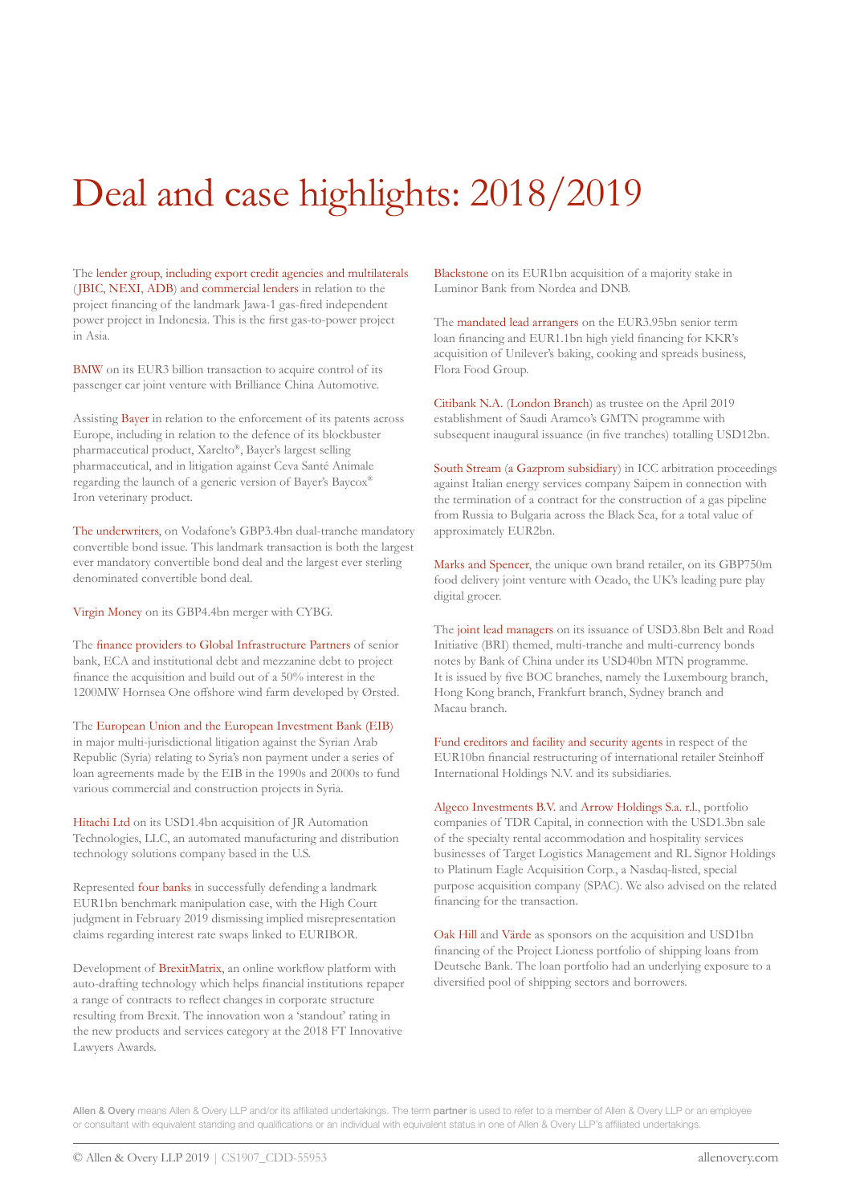# Deal and case highlights: 2018/2019

The lender group, including export credit agencies and multilaterals (JBIC, NEXI, ADB) and commercial lenders in relation to the project financing of the landmark Jawa-1 gas-fired independent power project in Indonesia. This is the first gas-to-power project in Asia.

BMW on its EUR3 billion transaction to acquire control of its passenger car joint venture with Brilliance China Automotive.

Assisting Bayer in relation to the enforcement of its patents across Europe, including in relation to the defence of its blockbuster pharmaceutical product, Xarelto®, Bayer's largest selling pharmaceutical, and in litigation against Ceva Santé Animale regarding the launch of a generic version of Bayer's Baycox® Iron veterinary product.

The underwriters, on Vodafone's GBP3.4bn dual-tranche mandatory convertible bond issue. This landmark transaction is both the largest ever mandatory convertible bond deal and the largest ever sterling denominated convertible bond deal.

Virgin Money on its GBP4.4bn merger with CYBG.

The finance providers to Global Infrastructure Partners of senior bank, ECA and institutional debt and mezzanine debt to project finance the acquisition and build out of a 50% interest in the 1200MW Hornsea One offshore wind farm developed by Ørsted.

The European Union and the European Investment Bank (EIB) in major multi-jurisdictional litigation against the Syrian Arab Republic (Syria) relating to Syria's non payment under a series of loan agreements made by the EIB in the 1990s and 2000s to fund various commercial and construction projects in Syria.

Hitachi Ltd on its USD1.4bn acquisition of JR Automation Technologies, LLC, an automated manufacturing and distribution technology solutions company based in the U.S.

Represented four banks in successfully defending a landmark EUR1bn benchmark manipulation case, with the High Court judgment in February 2019 dismissing implied misrepresentation claims regarding interest rate swaps linked to EURIBOR.

Development of BrexitMatrix, an online workflow platform with auto-drafting technology which helps financial institutions repaper a range of contracts to reflect changes in corporate structure resulting from Brexit. The innovation won a 'standout' rating in the new products and services category at the 2018 FT Innovative Lawyers Awards.

Blackstone on its EUR1bn acquisition of a majority stake in Luminor Bank from Nordea and DNB.

The mandated lead arrangers on the EUR3.95bn senior term loan financing and EUR1.1bn high yield financing for KKR's acquisition of Unilever's baking, cooking and spreads business, Flora Food Group.

Citibank N.A. (London Branch) as trustee on the April 2019 establishment of Saudi Aramco's GMTN programme with subsequent inaugural issuance (in five tranches) totalling USD12bn.

South Stream (a Gazprom subsidiary) in ICC arbitration proceedings against Italian energy services company Saipem in connection with the termination of a contract for the construction of a gas pipeline from Russia to Bulgaria across the Black Sea, for a total value of approximately EUR2bn.

Marks and Spencer, the unique own brand retailer, on its GBP750m food delivery joint venture with Ocado, the UK's leading pure play digital grocer.

The joint lead managers on its issuance of USD3.8bn Belt and Road Initiative (BRI) themed, multi-tranche and multi-currency bonds notes by Bank of China under its USD40bn MTN programme. It is issued by five BOC branches, namely the Luxembourg branch, Hong Kong branch, Frankfurt branch, Sydney branch and Macau branch.

Fund creditors and facility and security agents in respect of the EUR10bn financial restructuring of international retailer Steinhoff International Holdings N.V. and its subsidiaries.

Algeco Investments B.V. and Arrow Holdings S.a. r.l., portfolio companies of TDR Capital, in connection with the USD1.3bn sale of the specialty rental accommodation and hospitality services businesses of Target Logistics Management and RL Signor Holdings to Platinum Eagle Acquisition Corp., a Nasdaq-listed, special purpose acquisition company (SPAC). We also advised on the related financing for the transaction.

Oak Hill and Värde as sponsors on the acquisition and USD1bn financing of the Project Lioness portfolio of shipping loans from Deutsche Bank. The loan portfolio had an underlying exposure to a diversified pool of shipping sectors and borrowers.

**Allen & Overy** means Allen & Overy LLP and/or its affiliated undertakings. The term **partner** is used to refer to a member of Allen & Overy LLP or an employee or consultant with equivalent standing and qualifications or an individual with equivalent status in one of Allen & Overy LLP's affiliated undertakings.

© Allen & Overy LLP 2019 | CS1907_CDD-55953

allenovery.com